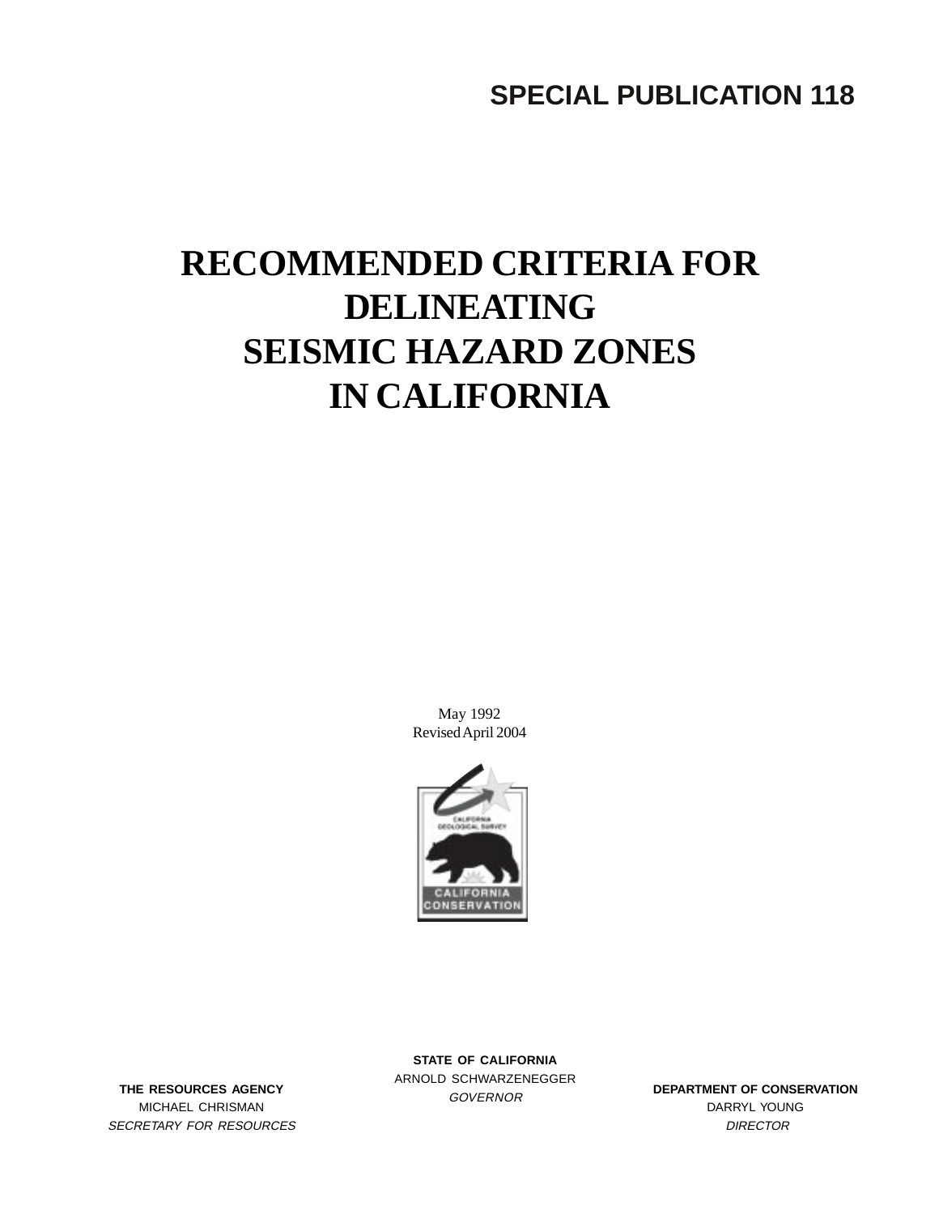**SPECIAL PUBLICATION 118**

# RECOMMENDED CRITERIA FOR DELINEATING SEISMIC HAZARD ZONES IN CALIFORNIA

May 1992
Revised April 2004

CALIFORNIA GEOLOGICAL SURVEY

CALIFORNIA CONSERVATION

**STATE OF CALIFORNIA**
ARNOLD SCHWARZENEGGER
*GOVERNOR*

**THE RESOURCES AGENCY**
MICHAEL CHRISMAN
*SECRETARY FOR RESOURCES*

**DEPARTMENT OF CONSERVATION**
DARRYL YOUNG
*DIRECTOR*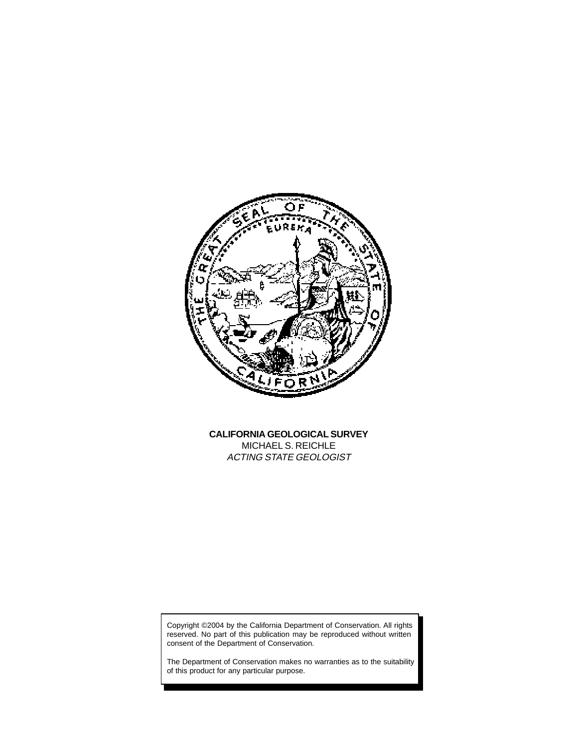**CALIFORNIA GEOLOGICAL SURVEY**
MICHAEL S. REICHLE
*ACTING STATE GEOLOGIST*

Copyright ©2004 by the California Department of Conservation. All rights reserved. No part of this publication may be reproduced without written consent of the Department of Conservation.

The Department of Conservation makes no warranties as to the suitability of this product for any particular purpose.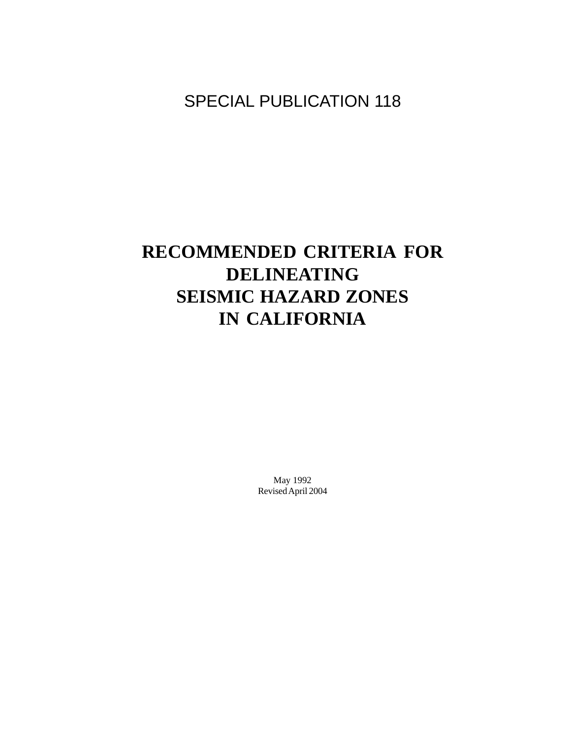SPECIAL PUBLICATION 118

# RECOMMENDED CRITERIA FOR DELINEATING SEISMIC HAZARD ZONES IN CALIFORNIA

May 1992
Revised April 2004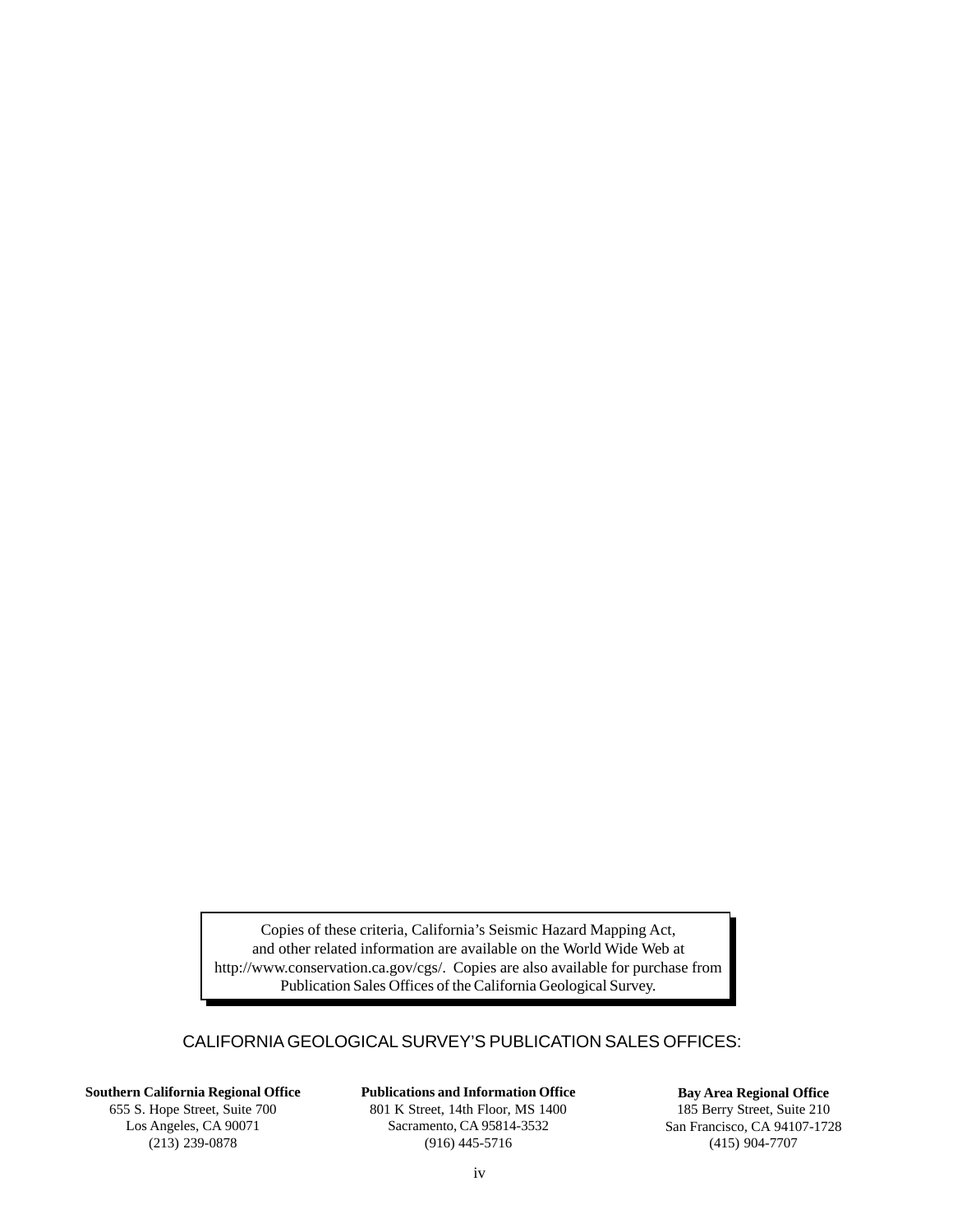Copies of these criteria, California's Seismic Hazard Mapping Act, and other related information are available on the World Wide Web at http://www.conservation.ca.gov/cgs/. Copies are also available for purchase from Publication Sales Offices of the California Geological Survey.

## CALIFORNIA GEOLOGICAL SURVEY'S PUBLICATION SALES OFFICES:

**Southern California Regional Office**
655 S. Hope Street, Suite 700
Los Angeles, CA 90071
(213) 239-0878

**Publications and Information Office**
801 K Street, 14th Floor, MS 1400
Sacramento, CA 95814-3532
(916) 445-5716

**Bay Area Regional Office**
185 Berry Street, Suite 210
San Francisco, CA 94107-1728
(415) 904-7707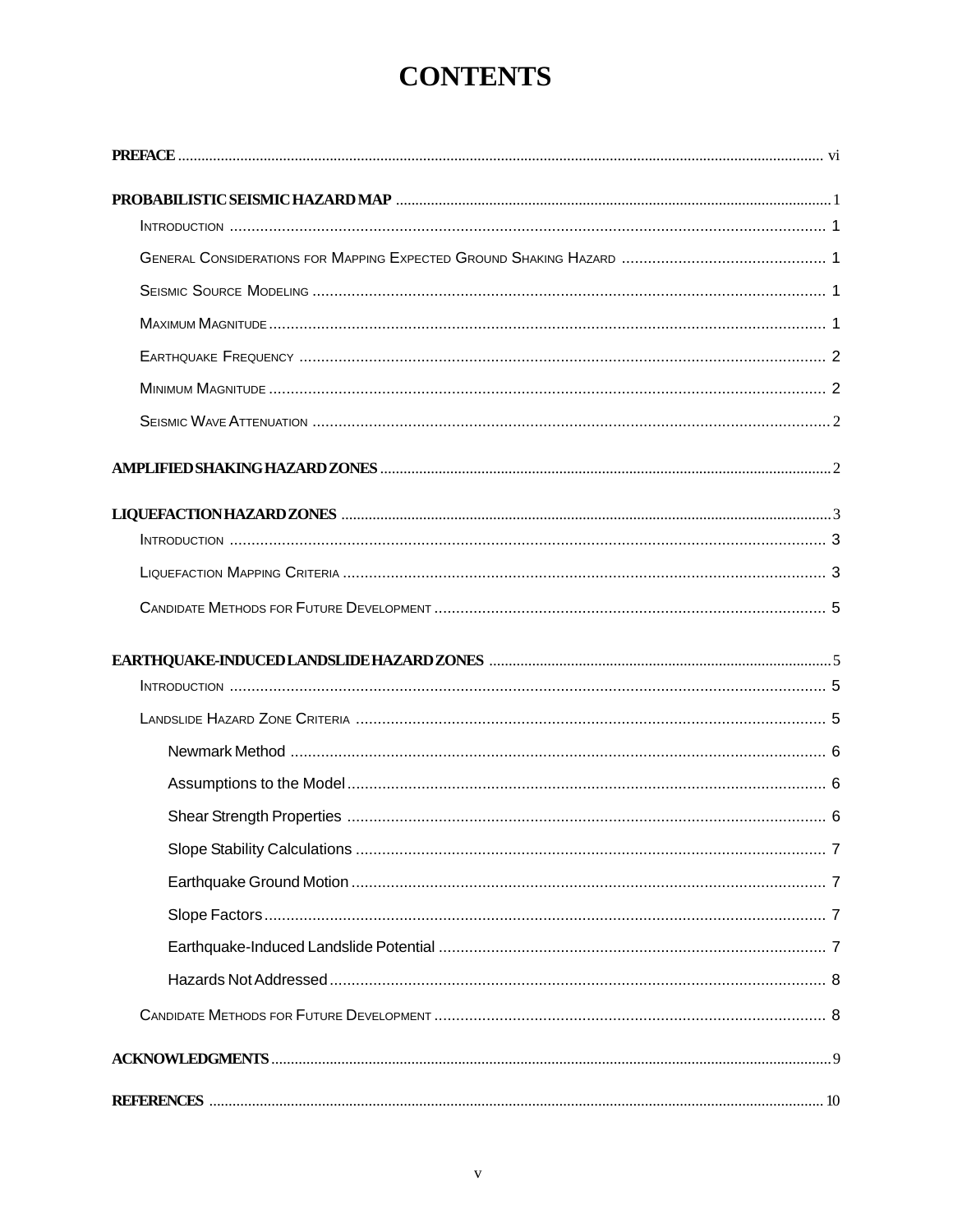# CONTENTS

**PREFACE** .......... vi

**PROBABILISTIC SEISMIC HAZARD MAP** .......... 1

- Introduction .......... 1
- General Considerations for Mapping Expected Ground Shaking Hazard .......... 1
- Seismic Source Modeling .......... 1
- Maximum Magnitude .......... 1
- Earthquake Frequency .......... 2
- Minimum Magnitude .......... 2
- Seismic Wave Attenuation .......... 2

**AMPLIFIED SHAKING HAZARD ZONES** .......... 2

**LIQUEFACTION HAZARD ZONES** .......... 3

- Introduction .......... 3
- Liquefaction Mapping Criteria .......... 3
- Candidate Methods for Future Development .......... 5

**EARTHQUAKE-INDUCED LANDSLIDE HAZARD ZONES** .......... 5

- Introduction .......... 5
- Landslide Hazard Zone Criteria .......... 5
  - Newmark Method .......... 6
  - Assumptions to the Model .......... 6
  - Shear Strength Properties .......... 6
  - Slope Stability Calculations .......... 7
  - Earthquake Ground Motion .......... 7
  - Slope Factors .......... 7
  - Earthquake-Induced Landslide Potential .......... 7
  - Hazards Not Addressed .......... 8
- Candidate Methods for Future Development .......... 8

**ACKNOWLEDGMENTS** .......... 9

**REFERENCES** .......... 10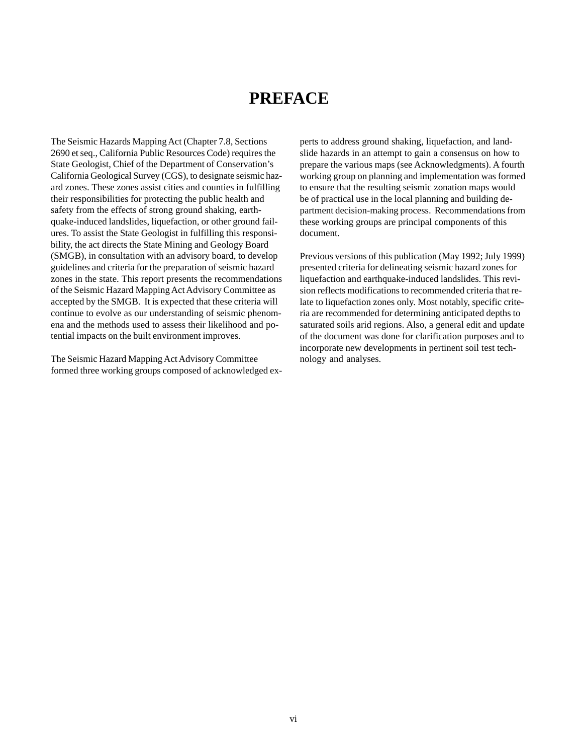# PREFACE

The Seismic Hazards Mapping Act (Chapter 7.8, Sections 2690 et seq., California Public Resources Code) requires the State Geologist, Chief of the Department of Conservation's California Geological Survey (CGS), to designate seismic hazard zones. These zones assist cities and counties in fulfilling their responsibilities for protecting the public health and safety from the effects of strong ground shaking, earthquake-induced landslides, liquefaction, or other ground failures. To assist the State Geologist in fulfilling this responsibility, the act directs the State Mining and Geology Board (SMGB), in consultation with an advisory board, to develop guidelines and criteria for the preparation of seismic hazard zones in the state. This report presents the recommendations of the Seismic Hazard Mapping Act Advisory Committee as accepted by the SMGB. It is expected that these criteria will continue to evolve as our understanding of seismic phenomena and the methods used to assess their likelihood and potential impacts on the built environment improves.

The Seismic Hazard Mapping Act Advisory Committee formed three working groups composed of acknowledged experts to address ground shaking, liquefaction, and landslide hazards in an attempt to gain a consensus on how to prepare the various maps (see Acknowledgments). A fourth working group on planning and implementation was formed to ensure that the resulting seismic zonation maps would be of practical use in the local planning and building department decision-making process. Recommendations from these working groups are principal components of this document.

Previous versions of this publication (May 1992; July 1999) presented criteria for delineating seismic hazard zones for liquefaction and earthquake-induced landslides. This revision reflects modifications to recommended criteria that relate to liquefaction zones only. Most notably, specific criteria are recommended for determining anticipated depths to saturated soils arid regions. Also, a general edit and update of the document was done for clarification purposes and to incorporate new developments in pertinent soil test technology and analyses.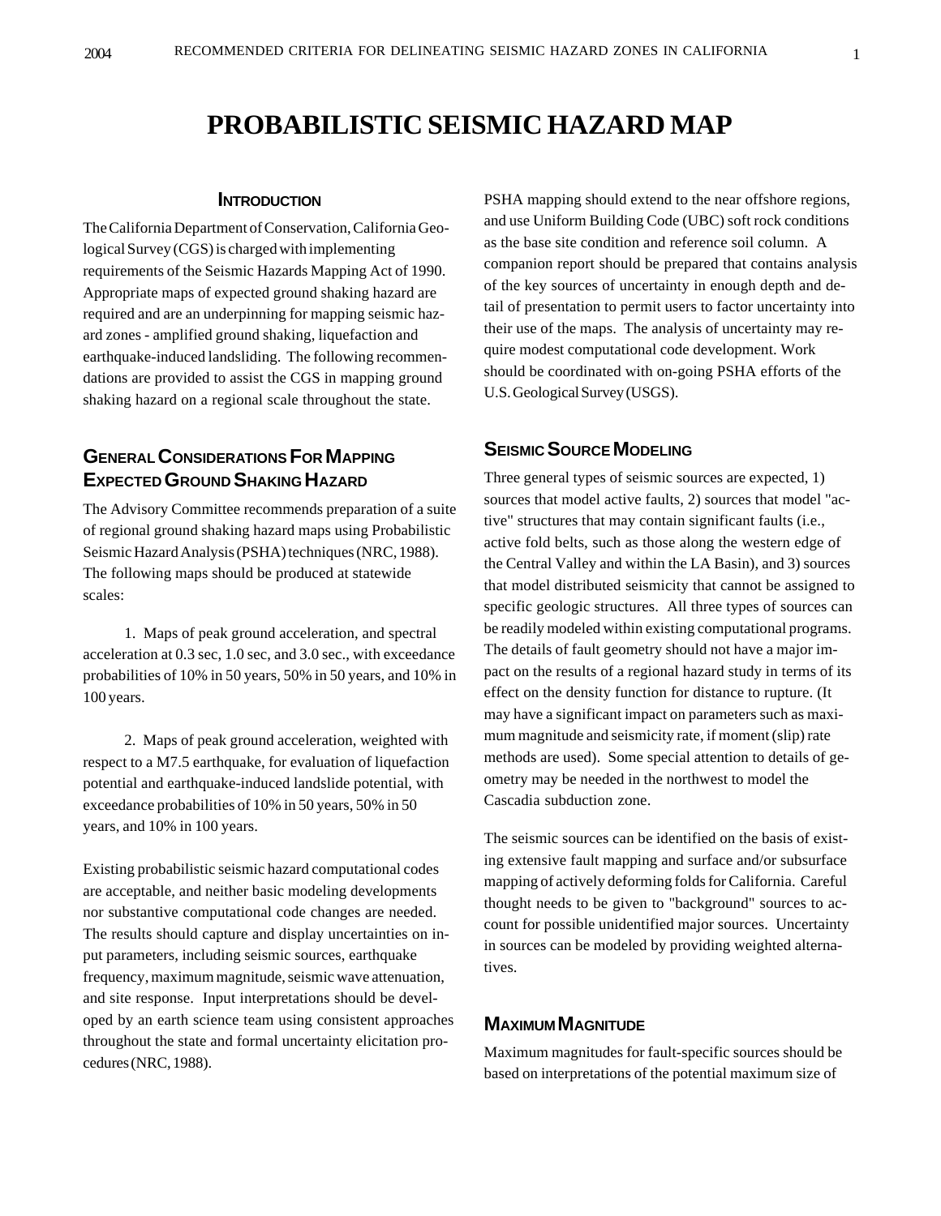# PROBABILISTIC SEISMIC HAZARD MAP

## INTRODUCTION

The California Department of Conservation, California Geological Survey (CGS) is charged with implementing requirements of the Seismic Hazards Mapping Act of 1990. Appropriate maps of expected ground shaking hazard are required and are an underpinning for mapping seismic hazard zones - amplified ground shaking, liquefaction and earthquake-induced landsliding. The following recommendations are provided to assist the CGS in mapping ground shaking hazard on a regional scale throughout the state.

## GENERAL CONSIDERATIONS FOR MAPPING EXPECTED GROUND SHAKING HAZARD

The Advisory Committee recommends preparation of a suite of regional ground shaking hazard maps using Probabilistic Seismic Hazard Analysis (PSHA) techniques (NRC, 1988). The following maps should be produced at statewide scales:

1. Maps of peak ground acceleration, and spectral acceleration at 0.3 sec, 1.0 sec, and 3.0 sec., with exceedance probabilities of 10% in 50 years, 50% in 50 years, and 10% in 100 years.

2. Maps of peak ground acceleration, weighted with respect to a M7.5 earthquake, for evaluation of liquefaction potential and earthquake-induced landslide potential, with exceedance probabilities of 10% in 50 years, 50% in 50 years, and 10% in 100 years.

Existing probabilistic seismic hazard computational codes are acceptable, and neither basic modeling developments nor substantive computational code changes are needed. The results should capture and display uncertainties on input parameters, including seismic sources, earthquake frequency, maximum magnitude, seismic wave attenuation, and site response. Input interpretations should be developed by an earth science team using consistent approaches throughout the state and formal uncertainty elicitation procedures (NRC, 1988).

PSHA mapping should extend to the near offshore regions, and use Uniform Building Code (UBC) soft rock conditions as the base site condition and reference soil column. A companion report should be prepared that contains analysis of the key sources of uncertainty in enough depth and detail of presentation to permit users to factor uncertainty into their use of the maps. The analysis of uncertainty may require modest computational code development. Work should be coordinated with on-going PSHA efforts of the U.S. Geological Survey (USGS).

## SEISMIC SOURCE MODELING

Three general types of seismic sources are expected, 1) sources that model active faults, 2) sources that model "active" structures that may contain significant faults (i.e., active fold belts, such as those along the western edge of the Central Valley and within the LA Basin), and 3) sources that model distributed seismicity that cannot be assigned to specific geologic structures. All three types of sources can be readily modeled within existing computational programs. The details of fault geometry should not have a major impact on the results of a regional hazard study in terms of its effect on the density function for distance to rupture. (It may have a significant impact on parameters such as maximum magnitude and seismicity rate, if moment (slip) rate methods are used). Some special attention to details of geometry may be needed in the northwest to model the Cascadia subduction zone.

The seismic sources can be identified on the basis of existing extensive fault mapping and surface and/or subsurface mapping of actively deforming folds for California. Careful thought needs to be given to "background" sources to account for possible unidentified major sources. Uncertainty in sources can be modeled by providing weighted alternatives.

## MAXIMUM MAGNITUDE

Maximum magnitudes for fault-specific sources should be based on interpretations of the potential maximum size of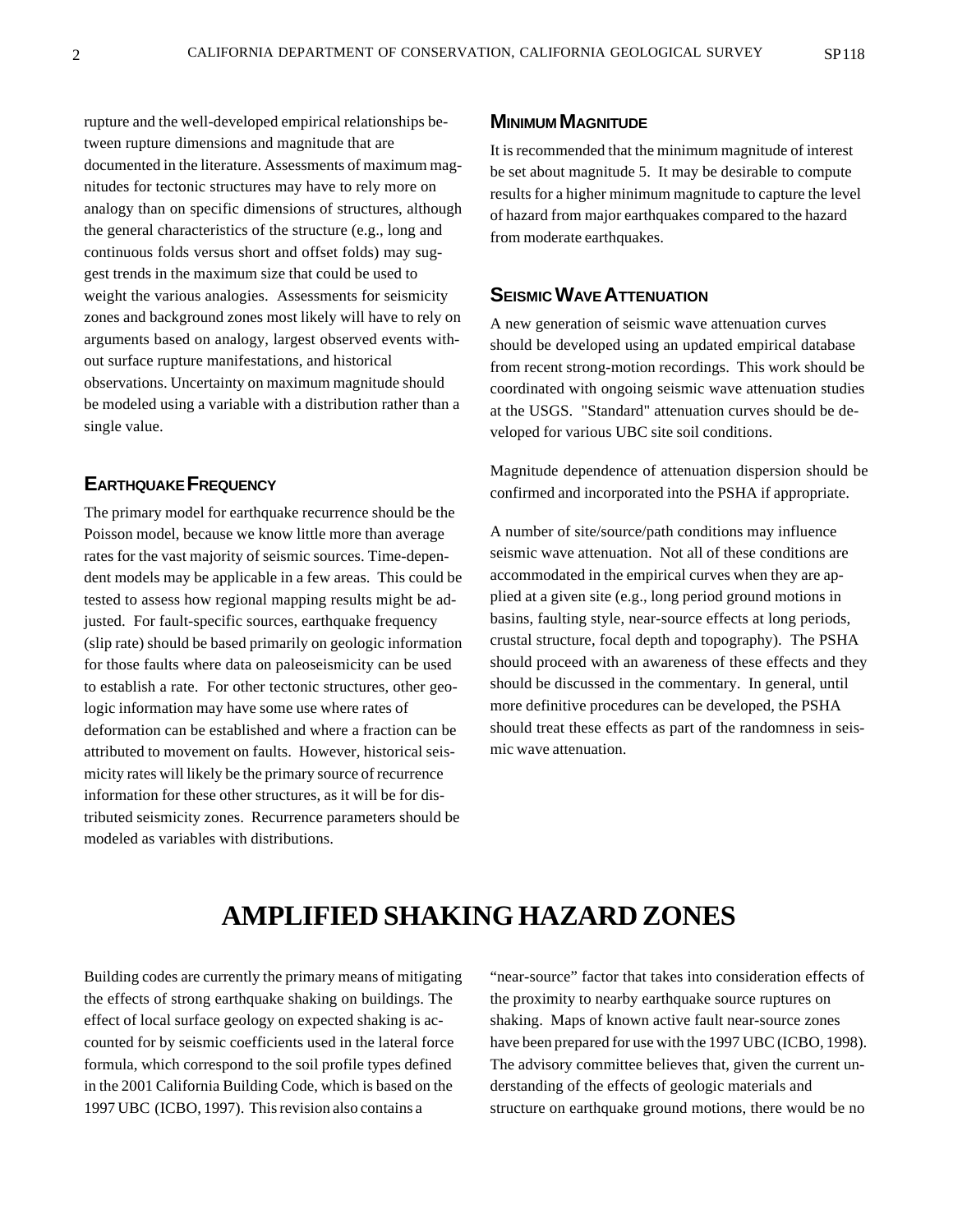rupture and the well-developed empirical relationships between rupture dimensions and magnitude that are documented in the literature. Assessments of maximum magnitudes for tectonic structures may have to rely more on analogy than on specific dimensions of structures, although the general characteristics of the structure (e.g., long and continuous folds versus short and offset folds) may suggest trends in the maximum size that could be used to weight the various analogies. Assessments for seismicity zones and background zones most likely will have to rely on arguments based on analogy, largest observed events without surface rupture manifestations, and historical observations. Uncertainty on maximum magnitude should be modeled using a variable with a distribution rather than a single value.

### Earthquake Frequency

The primary model for earthquake recurrence should be the Poisson model, because we know little more than average rates for the vast majority of seismic sources. Time-dependent models may be applicable in a few areas. This could be tested to assess how regional mapping results might be adjusted. For fault-specific sources, earthquake frequency (slip rate) should be based primarily on geologic information for those faults where data on paleoseismicity can be used to establish a rate. For other tectonic structures, other geologic information may have some use where rates of deformation can be established and where a fraction can be attributed to movement on faults. However, historical seismicity rates will likely be the primary source of recurrence information for these other structures, as it will be for distributed seismicity zones. Recurrence parameters should be modeled as variables with distributions.

### Minimum Magnitude

It is recommended that the minimum magnitude of interest be set about magnitude 5. It may be desirable to compute results for a higher minimum magnitude to capture the level of hazard from major earthquakes compared to the hazard from moderate earthquakes.

### Seismic Wave Attenuation

A new generation of seismic wave attenuation curves should be developed using an updated empirical database from recent strong-motion recordings. This work should be coordinated with ongoing seismic wave attenuation studies at the USGS. "Standard" attenuation curves should be developed for various UBC site soil conditions.

Magnitude dependence of attenuation dispersion should be confirmed and incorporated into the PSHA if appropriate.

A number of site/source/path conditions may influence seismic wave attenuation. Not all of these conditions are accommodated in the empirical curves when they are applied at a given site (e.g., long period ground motions in basins, faulting style, near-source effects at long periods, crustal structure, focal depth and topography). The PSHA should proceed with an awareness of these effects and they should be discussed in the commentary. In general, until more definitive procedures can be developed, the PSHA should treat these effects as part of the randomness in seismic wave attenuation.

# AMPLIFIED SHAKING HAZARD ZONES

Building codes are currently the primary means of mitigating the effects of strong earthquake shaking on buildings. The effect of local surface geology on expected shaking is accounted for by seismic coefficients used in the lateral force formula, which correspond to the soil profile types defined in the 2001 California Building Code, which is based on the 1997 UBC (ICBO, 1997). This revision also contains a "near-source" factor that takes into consideration effects of the proximity to nearby earthquake source ruptures on shaking. Maps of known active fault near-source zones have been prepared for use with the 1997 UBC (ICBO, 1998). The advisory committee believes that, given the current understanding of the effects of geologic materials and structure on earthquake ground motions, there would be no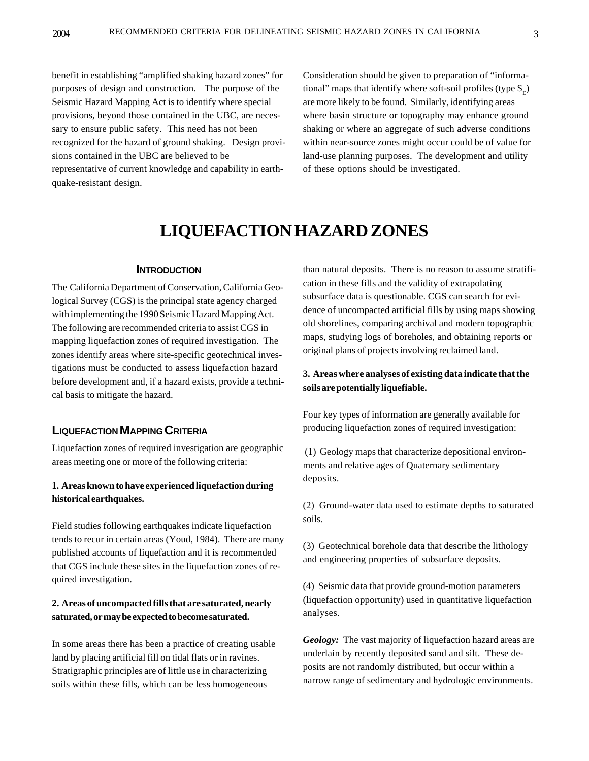benefit in establishing "amplified shaking hazard zones" for purposes of design and construction. The purpose of the Seismic Hazard Mapping Act is to identify where special provisions, beyond those contained in the UBC, are necessary to ensure public safety. This need has not been recognized for the hazard of ground shaking. Design provisions contained in the UBC are believed to be representative of current knowledge and capability in earthquake-resistant design.

Consideration should be given to preparation of "informational" maps that identify where soft-soil profiles (type $S_E$) are more likely to be found. Similarly, identifying areas where basin structure or topography may enhance ground shaking or where an aggregate of such adverse conditions within near-source zones might occur could be of value for land-use planning purposes. The development and utility of these options should be investigated.

# LIQUEFACTION HAZARD ZONES

### Introduction

The California Department of Conservation, California Geological Survey (CGS) is the principal state agency charged with implementing the 1990 Seismic Hazard Mapping Act. The following are recommended criteria to assist CGS in mapping liquefaction zones of required investigation. The zones identify areas where site-specific geotechnical investigations must be conducted to assess liquefaction hazard before development and, if a hazard exists, provide a technical basis to mitigate the hazard.

## Liquefaction Mapping Criteria

Liquefaction zones of required investigation are geographic areas meeting one or more of the following criteria:

**1. Areas known to have experienced liquefaction during historical earthquakes.**

Field studies following earthquakes indicate liquefaction tends to recur in certain areas (Youd, 1984). There are many published accounts of liquefaction and it is recommended that CGS include these sites in the liquefaction zones of required investigation.

**2. Areas of uncompacted fills that are saturated, nearly saturated, or may be expected to become saturated.**

In some areas there has been a practice of creating usable land by placing artificial fill on tidal flats or in ravines. Stratigraphic principles are of little use in characterizing soils within these fills, which can be less homogeneous than natural deposits. There is no reason to assume stratification in these fills and the validity of extrapolating subsurface data is questionable. CGS can search for evidence of uncompacted artificial fills by using maps showing old shorelines, comparing archival and modern topographic maps, studying logs of boreholes, and obtaining reports or original plans of projects involving reclaimed land.

**3. Areas where analyses of existing data indicate that the soils are potentially liquefiable.**

Four key types of information are generally available for producing liquefaction zones of required investigation:

(1) Geology maps that characterize depositional environments and relative ages of Quaternary sedimentary deposits.

(2) Ground-water data used to estimate depths to saturated soils.

(3) Geotechnical borehole data that describe the lithology and engineering properties of subsurface deposits.

(4) Seismic data that provide ground-motion parameters (liquefaction opportunity) used in quantitative liquefaction analyses.

***Geology:*** The vast majority of liquefaction hazard areas are underlain by recently deposited sand and silt. These deposits are not randomly distributed, but occur within a narrow range of sedimentary and hydrologic environments.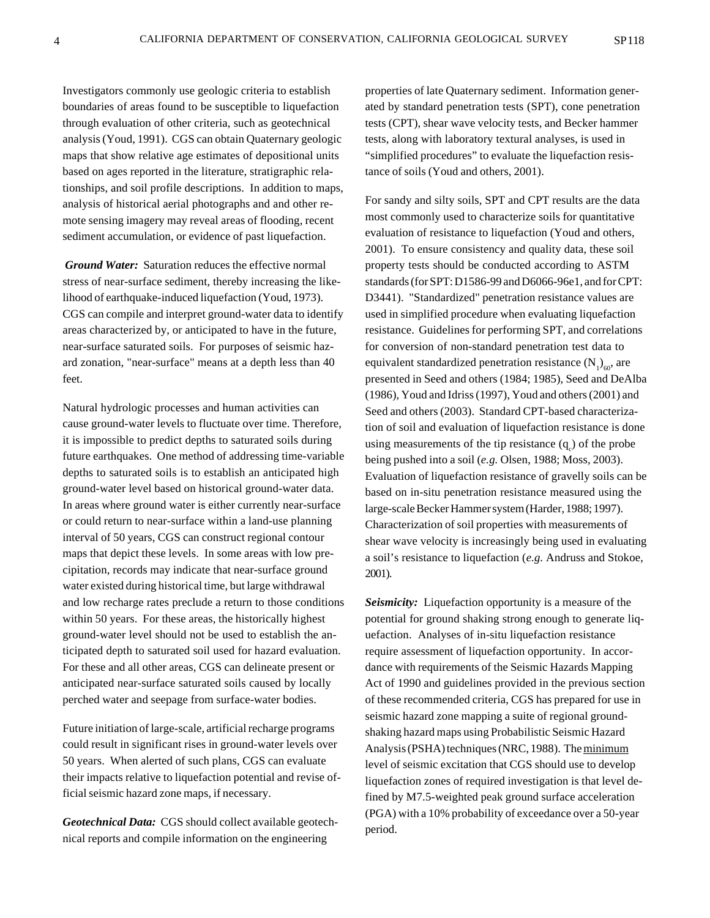Investigators commonly use geologic criteria to establish boundaries of areas found to be susceptible to liquefaction through evaluation of other criteria, such as geotechnical analysis (Youd, 1991). CGS can obtain Quaternary geologic maps that show relative age estimates of depositional units based on ages reported in the literature, stratigraphic relationships, and soil profile descriptions. In addition to maps, analysis of historical aerial photographs and and other remote sensing imagery may reveal areas of flooding, recent sediment accumulation, or evidence of past liquefaction.

***Ground Water:*** Saturation reduces the effective normal stress of near-surface sediment, thereby increasing the likelihood of earthquake-induced liquefaction (Youd, 1973). CGS can compile and interpret ground-water data to identify areas characterized by, or anticipated to have in the future, near-surface saturated soils. For purposes of seismic hazard zonation, "near-surface" means at a depth less than 40 feet.

Natural hydrologic processes and human activities can cause ground-water levels to fluctuate over time. Therefore, it is impossible to predict depths to saturated soils during future earthquakes. One method of addressing time-variable depths to saturated soils is to establish an anticipated high ground-water level based on historical ground-water data. In areas where ground water is either currently near-surface or could return to near-surface within a land-use planning interval of 50 years, CGS can construct regional contour maps that depict these levels. In some areas with low precipitation, records may indicate that near-surface ground water existed during historical time, but large withdrawal and low recharge rates preclude a return to those conditions within 50 years. For these areas, the historically highest ground-water level should not be used to establish the anticipated depth to saturated soil used for hazard evaluation. For these and all other areas, CGS can delineate present or anticipated near-surface saturated soils caused by locally perched water and seepage from surface-water bodies.

Future initiation of large-scale, artificial recharge programs could result in significant rises in ground-water levels over 50 years. When alerted of such plans, CGS can evaluate their impacts relative to liquefaction potential and revise official seismic hazard zone maps, if necessary.

***Geotechnical Data:*** CGS should collect available geotechnical reports and compile information on the engineering properties of late Quaternary sediment. Information generated by standard penetration tests (SPT), cone penetration tests (CPT), shear wave velocity tests, and Becker hammer tests, along with laboratory textural analyses, is used in "simplified procedures" to evaluate the liquefaction resistance of soils (Youd and others, 2001).

For sandy and silty soils, SPT and CPT results are the data most commonly used to characterize soils for quantitative evaluation of resistance to liquefaction (Youd and others, 2001). To ensure consistency and quality data, these soil property tests should be conducted according to ASTM standards (for SPT: D1586-99 and D6066-96e1, and for CPT: D3441). "Standardized" penetration resistance values are used in simplified procedure when evaluating liquefaction resistance. Guidelines for performing SPT, and correlations for conversion of non-standard penetration test data to equivalent standardized penetration resistance $(N_1)_{60}$, are presented in Seed and others (1984; 1985), Seed and DeAlba (1986), Youd and Idriss (1997), Youd and others (2001) and Seed and others (2003). Standard CPT-based characterization of soil and evaluation of liquefaction resistance is done using measurements of the tip resistance ($q_c$) of the probe being pushed into a soil (*e.g.* Olsen, 1988; Moss, 2003). Evaluation of liquefaction resistance of gravelly soils can be based on in-situ penetration resistance measured using the large-scale Becker Hammer system (Harder, 1988; 1997). Characterization of soil properties with measurements of shear wave velocity is increasingly being used in evaluating a soil's resistance to liquefaction (*e.g.* Andruss and Stokoe, 2001).

***Seismicity:*** Liquefaction opportunity is a measure of the potential for ground shaking strong enough to generate liquefaction. Analyses of in-situ liquefaction resistance require assessment of liquefaction opportunity. In accordance with requirements of the Seismic Hazards Mapping Act of 1990 and guidelines provided in the previous section of these recommended criteria, CGS has prepared for use in seismic hazard zone mapping a suite of regional ground-shaking hazard maps using Probabilistic Seismic Hazard Analysis (PSHA) techniques (NRC, 1988). The <u>minimum</u> level of seismic excitation that CGS should use to develop liquefaction zones of required investigation is that level defined by M7.5-weighted peak ground surface acceleration (PGA) with a 10% probability of exceedance over a 50-year period.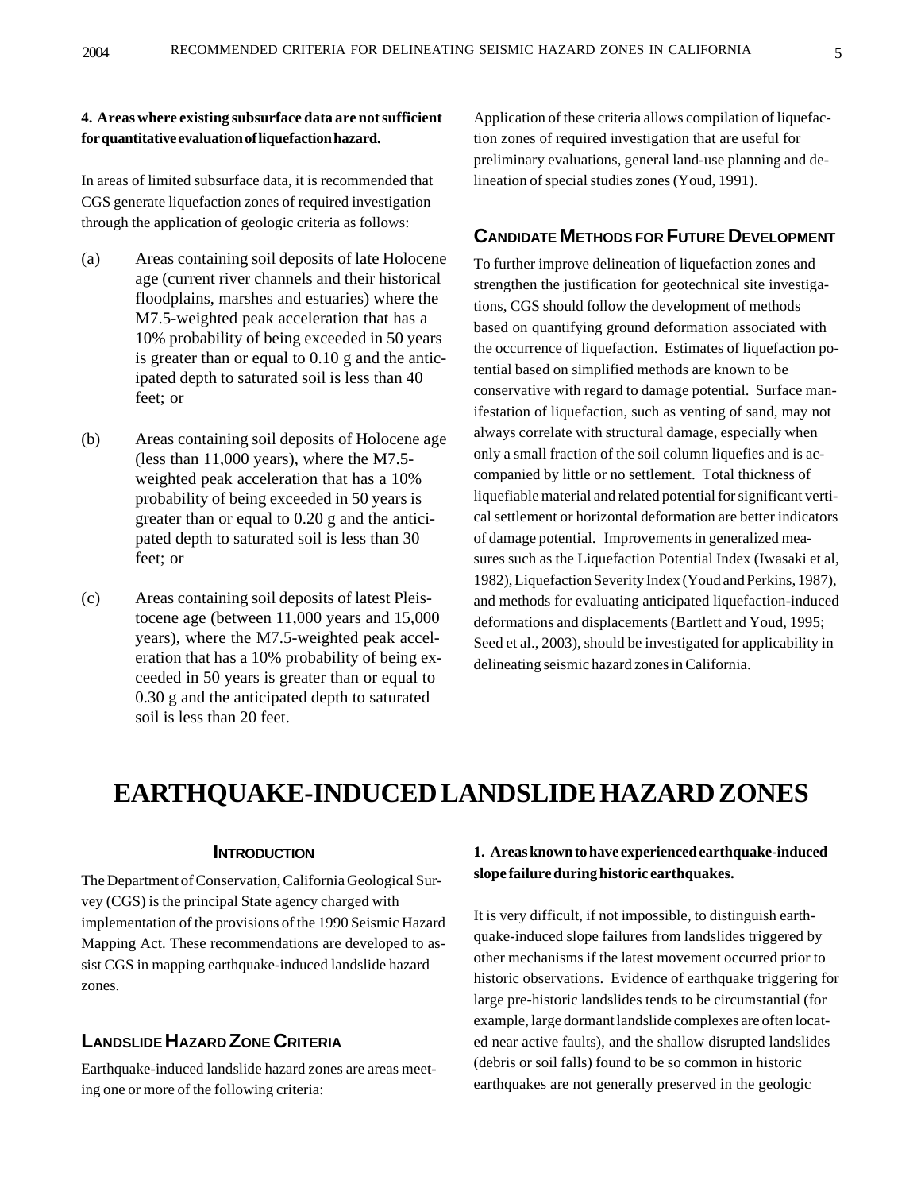**4. Areas where existing subsurface data are not sufficient for quantitative evaluation of liquefaction hazard.**

In areas of limited subsurface data, it is recommended that CGS generate liquefaction zones of required investigation through the application of geologic criteria as follows:

(a) Areas containing soil deposits of late Holocene age (current river channels and their historical floodplains, marshes and estuaries) where the M7.5-weighted peak acceleration that has a 10% probability of being exceeded in 50 years is greater than or equal to 0.10 g and the anticipated depth to saturated soil is less than 40 feet; or

(b) Areas containing soil deposits of Holocene age (less than 11,000 years), where the M7.5-weighted peak acceleration that has a 10% probability of being exceeded in 50 years is greater than or equal to 0.20 g and the anticipated depth to saturated soil is less than 30 feet; or

(c) Areas containing soil deposits of latest Pleistocene age (between 11,000 years and 15,000 years), where the M7.5-weighted peak acceleration that has a 10% probability of being exceeded in 50 years is greater than or equal to 0.30 g and the anticipated depth to saturated soil is less than 20 feet.

Application of these criteria allows compilation of liquefaction zones of required investigation that are useful for preliminary evaluations, general land-use planning and delineation of special studies zones (Youd, 1991).

### Candidate Methods for Future Development

To further improve delineation of liquefaction zones and strengthen the justification for geotechnical site investigations, CGS should follow the development of methods based on quantifying ground deformation associated with the occurrence of liquefaction. Estimates of liquefaction potential based on simplified methods are known to be conservative with regard to damage potential. Surface manifestation of liquefaction, such as venting of sand, may not always correlate with structural damage, especially when only a small fraction of the soil column liquefies and is accompanied by little or no settlement. Total thickness of liquefiable material and related potential for significant vertical settlement or horizontal deformation are better indicators of damage potential. Improvements in generalized measures such as the Liquefaction Potential Index (Iwasaki et al, 1982), Liquefaction Severity Index (Youd and Perkins, 1987), and methods for evaluating anticipated liquefaction-induced deformations and displacements (Bartlett and Youd, 1995; Seed et al., 2003), should be investigated for applicability in delineating seismic hazard zones in California.

# EARTHQUAKE-INDUCED LANDSLIDE HAZARD ZONES

### Introduction

The Department of Conservation, California Geological Survey (CGS) is the principal State agency charged with implementation of the provisions of the 1990 Seismic Hazard Mapping Act. These recommendations are developed to assist CGS in mapping earthquake-induced landslide hazard zones.

### Landslide Hazard Zone Criteria

Earthquake-induced landslide hazard zones are areas meeting one or more of the following criteria:

**1. Areas known to have experienced earthquake-induced slope failure during historic earthquakes.**

It is very difficult, if not impossible, to distinguish earthquake-induced slope failures from landslides triggered by other mechanisms if the latest movement occurred prior to historic observations. Evidence of earthquake triggering for large pre-historic landslides tends to be circumstantial (for example, large dormant landslide complexes are often located near active faults), and the shallow disrupted landslides (debris or soil falls) found to be so common in historic earthquakes are not generally preserved in the geologic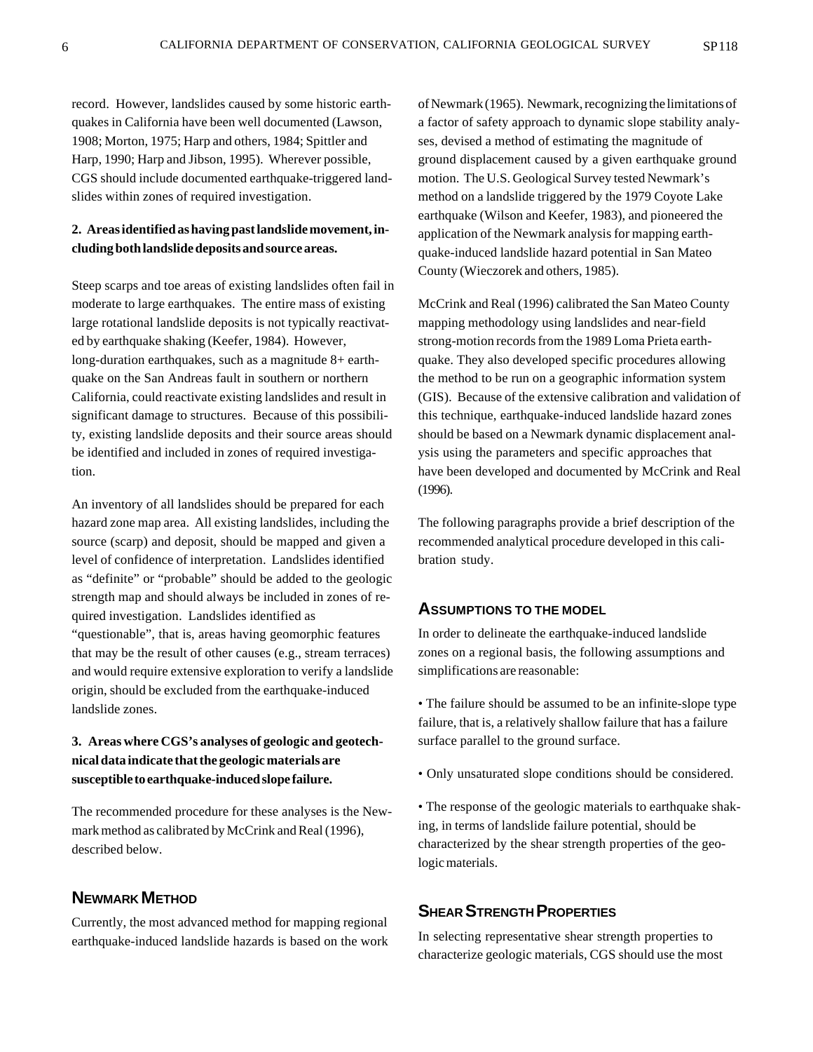record. However, landslides caused by some historic earthquakes in California have been well documented (Lawson, 1908; Morton, 1975; Harp and others, 1984; Spittler and Harp, 1990; Harp and Jibson, 1995). Wherever possible, CGS should include documented earthquake-triggered landslides within zones of required investigation.

**2. Areas identified as having past landslide movement, including both landslide deposits and source areas.**

Steep scarps and toe areas of existing landslides often fail in moderate to large earthquakes. The entire mass of existing large rotational landslide deposits is not typically reactivated by earthquake shaking (Keefer, 1984). However, long-duration earthquakes, such as a magnitude 8+ earthquake on the San Andreas fault in southern or northern California, could reactivate existing landslides and result in significant damage to structures. Because of this possibility, existing landslide deposits and their source areas should be identified and included in zones of required investigation.

An inventory of all landslides should be prepared for each hazard zone map area. All existing landslides, including the source (scarp) and deposit, should be mapped and given a level of confidence of interpretation. Landslides identified as "definite" or "probable" should be added to the geologic strength map and should always be included in zones of required investigation. Landslides identified as "questionable", that is, areas having geomorphic features that may be the result of other causes (e.g., stream terraces) and would require extensive exploration to verify a landslide origin, should be excluded from the earthquake-induced landslide zones.

**3. Areas where CGS's analyses of geologic and geotechnical data indicate that the geologic materials are susceptible to earthquake-induced slope failure.**

The recommended procedure for these analyses is the Newmark method as calibrated by McCrink and Real (1996), described below.

## Newmark Method

Currently, the most advanced method for mapping regional earthquake-induced landslide hazards is based on the work of Newmark (1965). Newmark, recognizing the limitations of a factor of safety approach to dynamic slope stability analyses, devised a method of estimating the magnitude of ground displacement caused by a given earthquake ground motion. The U.S. Geological Survey tested Newmark's method on a landslide triggered by the 1979 Coyote Lake earthquake (Wilson and Keefer, 1983), and pioneered the application of the Newmark analysis for mapping earthquake-induced landslide hazard potential in San Mateo County (Wieczorek and others, 1985).

McCrink and Real (1996) calibrated the San Mateo County mapping methodology using landslides and near-field strong-motion records from the 1989 Loma Prieta earthquake. They also developed specific procedures allowing the method to be run on a geographic information system (GIS). Because of the extensive calibration and validation of this technique, earthquake-induced landslide hazard zones should be based on a Newmark dynamic displacement analysis using the parameters and specific approaches that have been developed and documented by McCrink and Real (1996).

The following paragraphs provide a brief description of the recommended analytical procedure developed in this calibration study.

## Assumptions to the Model

In order to delineate the earthquake-induced landslide zones on a regional basis, the following assumptions and simplifications are reasonable:

- The failure should be assumed to be an infinite-slope type failure, that is, a relatively shallow failure that has a failure surface parallel to the ground surface.
- Only unsaturated slope conditions should be considered.
- The response of the geologic materials to earthquake shaking, in terms of landslide failure potential, should be characterized by the shear strength properties of the geologic materials.

## Shear Strength Properties

In selecting representative shear strength properties to characterize geologic materials, CGS should use the most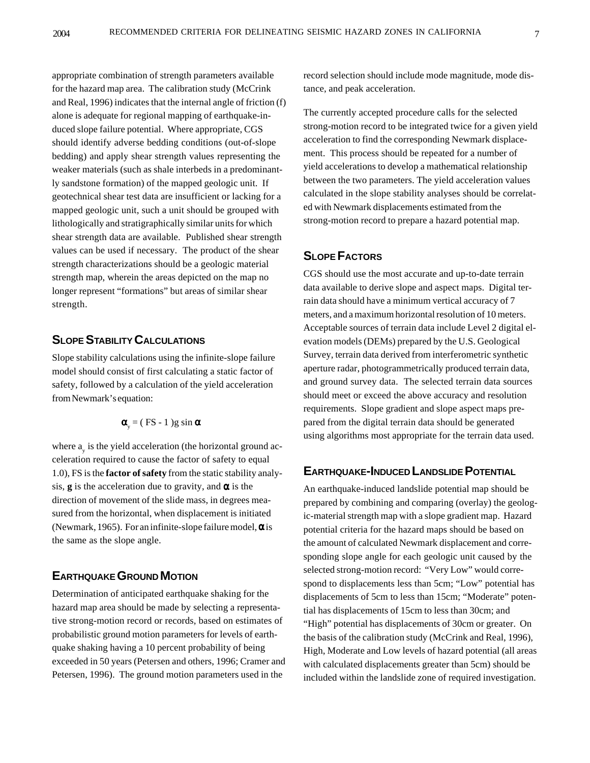appropriate combination of strength parameters available for the hazard map area. The calibration study (McCrink and Real, 1996) indicates that the internal angle of friction (f) alone is adequate for regional mapping of earthquake-induced slope failure potential. Where appropriate, CGS should identify adverse bedding conditions (out-of-slope bedding) and apply shear strength values representing the weaker materials (such as shale interbeds in a predominantly sandstone formation) of the mapped geologic unit. If geotechnical shear test data are insufficient or lacking for a mapped geologic unit, such a unit should be grouped with lithologically and stratigraphically similar units for which shear strength data are available. Published shear strength values can be used if necessary. The product of the shear strength characterizations should be a geologic material strength map, wherein the areas depicted on the map no longer represent "formations" but areas of similar shear strength.

## Slope Stability Calculations

Slope stability calculations using the infinite-slope failure model should consist of first calculating a static factor of safety, followed by a calculation of the yield acceleration from Newmark's equation:

$$\alpha_y = ( FS - 1 )g \sin \alpha$$

where $a_y$ is the yield acceleration (the horizontal ground acceleration required to cause the factor of safety to equal 1.0), FS is the **factor of safety** from the static stability analysis, **g** is the acceleration due to gravity, and $\alpha$ is the direction of movement of the slide mass, in degrees measured from the horizontal, when displacement is initiated (Newmark, 1965). For an infinite-slope failure model, $\alpha$ is the same as the slope angle.

## Earthquake Ground Motion

Determination of anticipated earthquake shaking for the hazard map area should be made by selecting a representative strong-motion record or records, based on estimates of probabilistic ground motion parameters for levels of earthquake shaking having a 10 percent probability of being exceeded in 50 years (Petersen and others, 1996; Cramer and Petersen, 1996). The ground motion parameters used in the record selection should include mode magnitude, mode distance, and peak acceleration.

The currently accepted procedure calls for the selected strong-motion record to be integrated twice for a given yield acceleration to find the corresponding Newmark displacement. This process should be repeated for a number of yield accelerations to develop a mathematical relationship between the two parameters. The yield acceleration values calculated in the slope stability analyses should be correlated with Newmark displacements estimated from the strong-motion record to prepare a hazard potential map.

## Slope Factors

CGS should use the most accurate and up-to-date terrain data available to derive slope and aspect maps. Digital terrain data should have a minimum vertical accuracy of 7 meters, and a maximum horizontal resolution of 10 meters. Acceptable sources of terrain data include Level 2 digital elevation models (DEMs) prepared by the U.S. Geological Survey, terrain data derived from interferometric synthetic aperture radar, photogrammetrically produced terrain data, and ground survey data. The selected terrain data sources should meet or exceed the above accuracy and resolution requirements. Slope gradient and slope aspect maps prepared from the digital terrain data should be generated using algorithms most appropriate for the terrain data used.

## Earthquake-Induced Landslide Potential

An earthquake-induced landslide potential map should be prepared by combining and comparing (overlay) the geologic-material strength map with a slope gradient map. Hazard potential criteria for the hazard maps should be based on the amount of calculated Newmark displacement and corresponding slope angle for each geologic unit caused by the selected strong-motion record: "Very Low" would correspond to displacements less than 5cm; "Low" potential has displacements of 5cm to less than 15cm; "Moderate" potential has displacements of 15cm to less than 30cm; and "High" potential has displacements of 30cm or greater. On the basis of the calibration study (McCrink and Real, 1996), High, Moderate and Low levels of hazard potential (all areas with calculated displacements greater than 5cm) should be included within the landslide zone of required investigation.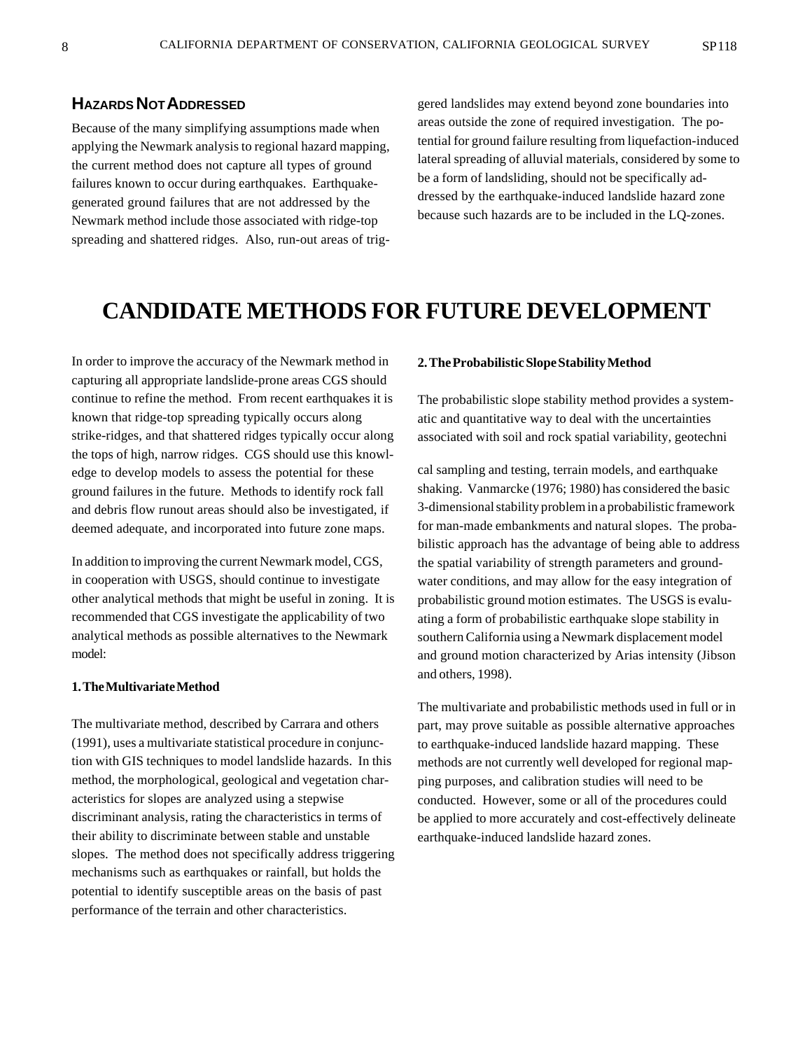### HAZARDS NOT ADDRESSED

Because of the many simplifying assumptions made when applying the Newmark analysis to regional hazard mapping, the current method does not capture all types of ground failures known to occur during earthquakes. Earthquake-generated ground failures that are not addressed by the Newmark method include those associated with ridge-top spreading and shattered ridges. Also, run-out areas of triggered landslides may extend beyond zone boundaries into areas outside the zone of required investigation. The potential for ground failure resulting from liquefaction-induced lateral spreading of alluvial materials, considered by some to be a form of landsliding, should not be specifically addressed by the earthquake-induced landslide hazard zone because such hazards are to be included in the LQ-zones.

# CANDIDATE METHODS FOR FUTURE DEVELOPMENT

In order to improve the accuracy of the Newmark method in capturing all appropriate landslide-prone areas CGS should continue to refine the method. From recent earthquakes it is known that ridge-top spreading typically occurs along strike-ridges, and that shattered ridges typically occur along the tops of high, narrow ridges. CGS should use this knowledge to develop models to assess the potential for these ground failures in the future. Methods to identify rock fall and debris flow runout areas should also be investigated, if deemed adequate, and incorporated into future zone maps.

In addition to improving the current Newmark model, CGS, in cooperation with USGS, should continue to investigate other analytical methods that might be useful in zoning. It is recommended that CGS investigate the applicability of two analytical methods as possible alternatives to the Newmark model:

**1. The Multivariate Method**

The multivariate method, described by Carrara and others (1991), uses a multivariate statistical procedure in conjunction with GIS techniques to model landslide hazards. In this method, the morphological, geological and vegetation characteristics for slopes are analyzed using a stepwise discriminant analysis, rating the characteristics in terms of their ability to discriminate between stable and unstable slopes. The method does not specifically address triggering mechanisms such as earthquakes or rainfall, but holds the potential to identify susceptible areas on the basis of past performance of the terrain and other characteristics.

**2. The Probabilistic Slope Stability Method**

The probabilistic slope stability method provides a systematic and quantitative way to deal with the uncertainties associated with soil and rock spatial variability, geotechnical sampling and testing, terrain models, and earthquake shaking. Vanmarcke (1976; 1980) has considered the basic 3-dimensional stability problem in a probabilistic framework for man-made embankments and natural slopes. The probabilistic approach has the advantage of being able to address the spatial variability of strength parameters and groundwater conditions, and may allow for the easy integration of probabilistic ground motion estimates. The USGS is evaluating a form of probabilistic earthquake slope stability in southern California using a Newmark displacement model and ground motion characterized by Arias intensity (Jibson and others, 1998).

The multivariate and probabilistic methods used in full or in part, may prove suitable as possible alternative approaches to earthquake-induced landslide hazard mapping. These methods are not currently well developed for regional mapping purposes, and calibration studies will need to be conducted. However, some or all of the procedures could be applied to more accurately and cost-effectively delineate earthquake-induced landslide hazard zones.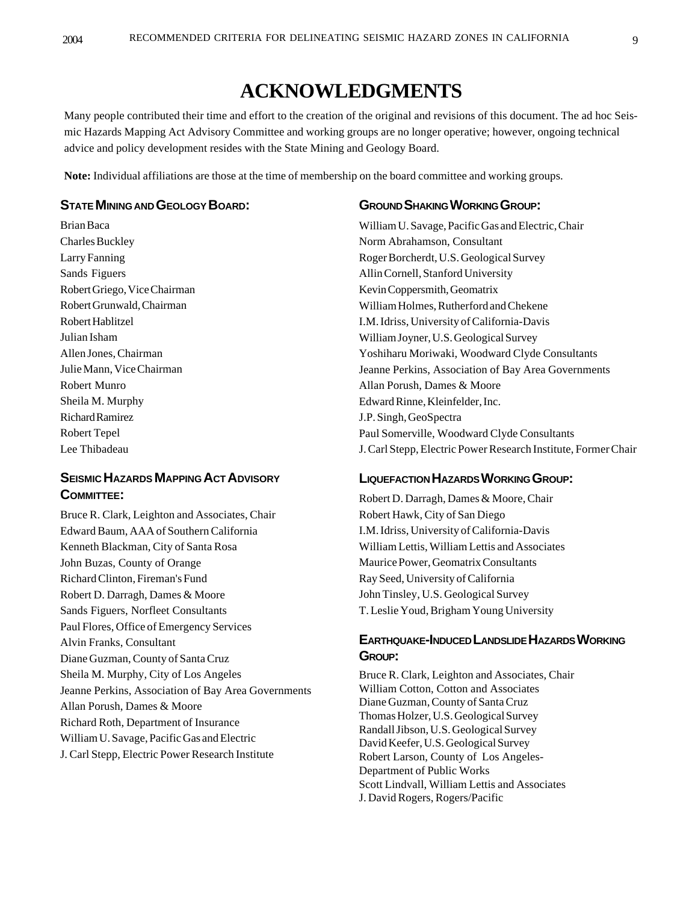# ACKNOWLEDGMENTS

Many people contributed their time and effort to the creation of the original and revisions of this document. The ad hoc Seismic Hazards Mapping Act Advisory Committee and working groups are no longer operative; however, ongoing technical advice and policy development resides with the State Mining and Geology Board.

**Note:** Individual affiliations are those at the time of membership on the board committee and working groups.

### STATE MINING AND GEOLOGY BOARD:

Brian Baca  
Charles Buckley  
Larry Fanning  
Sands Figuers  
Robert Griego, Vice Chairman  
Robert Grunwald, Chairman  
Robert Hablitzel  
Julian Isham  
Allen Jones, Chairman  
Julie Mann, Vice Chairman  
Robert Munro  
Sheila M. Murphy  
Richard Ramirez  
Robert Tepel  
Lee Thibadeau

### SEISMIC HAZARDS MAPPING ACT ADVISORY COMMITTEE:

Bruce R. Clark, Leighton and Associates, Chair  
Edward Baum, AAA of Southern California  
Kenneth Blackman, City of Santa Rosa  
John Buzas, County of Orange  
Richard Clinton, Fireman's Fund  
Robert D. Darragh, Dames & Moore  
Sands Figuers, Norfleet Consultants  
Paul Flores, Office of Emergency Services  
Alvin Franks, Consultant  
Diane Guzman, County of Santa Cruz  
Sheila M. Murphy, City of Los Angeles  
Jeanne Perkins, Association of Bay Area Governments  
Allan Porush, Dames & Moore  
Richard Roth, Department of Insurance  
William U. Savage, Pacific Gas and Electric  
J. Carl Stepp, Electric Power Research Institute

### GROUND SHAKING WORKING GROUP:

William U. Savage, Pacific Gas and Electric, Chair  
Norm Abrahamson, Consultant  
Roger Borcherdt, U.S. Geological Survey  
Allin Cornell, Stanford University  
Kevin Coppersmith, Geomatrix  
William Holmes, Rutherford and Chekene  
I.M. Idriss, University of California-Davis  
William Joyner, U.S. Geological Survey  
Yoshiharu Moriwaki, Woodward Clyde Consultants  
Jeanne Perkins, Association of Bay Area Governments  
Allan Porush, Dames & Moore  
Edward Rinne, Kleinfelder, Inc.  
J.P. Singh, GeoSpectra  
Paul Somerville, Woodward Clyde Consultants  
J. Carl Stepp, Electric Power Research Institute, Former Chair

### LIQUEFACTION HAZARDS WORKING GROUP:

Robert D. Darragh, Dames & Moore, Chair  
Robert Hawk, City of San Diego  
I.M. Idriss, University of California-Davis  
William Lettis, William Lettis and Associates  
Maurice Power, Geomatrix Consultants  
Ray Seed, University of California  
John Tinsley, U.S. Geological Survey  
T. Leslie Youd, Brigham Young University

### EARTHQUAKE-INDUCED LANDSLIDE HAZARDS WORKING GROUP:

Bruce R. Clark, Leighton and Associates, Chair  
William Cotton, Cotton and Associates  
Diane Guzman, County of Santa Cruz  
Thomas Holzer, U.S. Geological Survey  
Randall Jibson, U.S. Geological Survey  
David Keefer, U.S. Geological Survey  
Robert Larson, County of Los Angeles-Department of Public Works  
Scott Lindvall, William Lettis and Associates  
J. David Rogers, Rogers/Pacific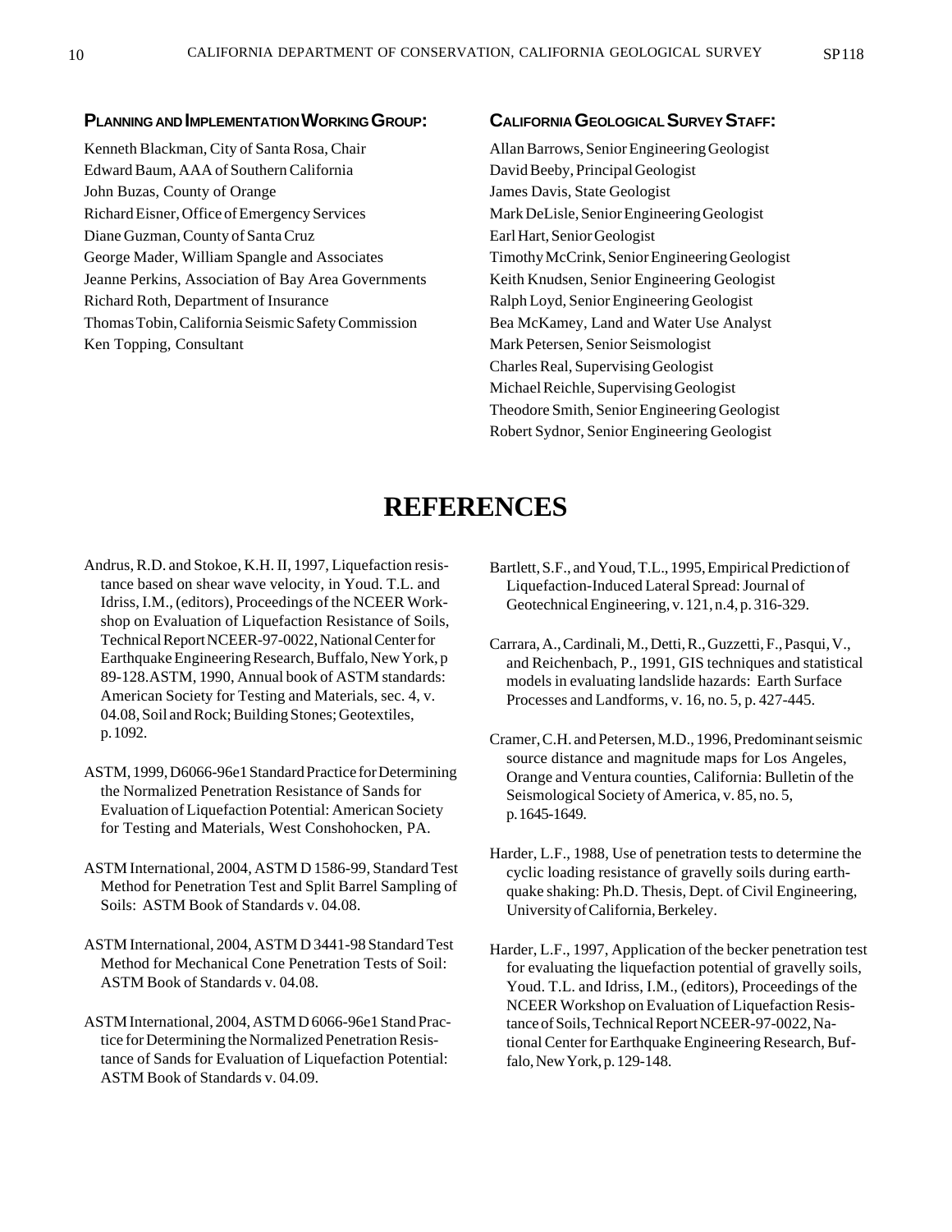**Planning and Implementation Working Group:**

Kenneth Blackman, City of Santa Rosa, Chair
Edward Baum, AAA of Southern California
John Buzas, County of Orange
Richard Eisner, Office of Emergency Services
Diane Guzman, County of Santa Cruz
George Mader, William Spangle and Associates
Jeanne Perkins, Association of Bay Area Governments
Richard Roth, Department of Insurance
Thomas Tobin, California Seismic Safety Commission
Ken Topping, Consultant

**California Geological Survey Staff:**

Allan Barrows, Senior Engineering Geologist
David Beeby, Principal Geologist
James Davis, State Geologist
Mark DeLisle, Senior Engineering Geologist
Earl Hart, Senior Geologist
Timothy McCrink, Senior Engineering Geologist
Keith Knudsen, Senior Engineering Geologist
Ralph Loyd, Senior Engineering Geologist
Bea McKamey, Land and Water Use Analyst
Mark Petersen, Senior Seismologist
Charles Real, Supervising Geologist
Michael Reichle, Supervising Geologist
Theodore Smith, Senior Engineering Geologist
Robert Sydnor, Senior Engineering Geologist

# REFERENCES

Andrus, R.D. and Stokoe, K.H. II, 1997, Liquefaction resistance based on shear wave velocity, in Youd. T.L. and Idriss, I.M., (editors), Proceedings of the NCEER Workshop on Evaluation of Liquefaction Resistance of Soils, Technical Report NCEER-97-0022, National Center for Earthquake Engineering Research, Buffalo, New York, p 89-128.ASTM, 1990, Annual book of ASTM standards: American Society for Testing and Materials, sec. 4, v. 04.08, Soil and Rock; Building Stones; Geotextiles, p. 1092.

ASTM, 1999, D6066-96e1 Standard Practice for Determining the Normalized Penetration Resistance of Sands for Evaluation of Liquefaction Potential: American Society for Testing and Materials, West Conshohocken, PA.

ASTM International, 2004, ASTM D 1586-99, Standard Test Method for Penetration Test and Split Barrel Sampling of Soils: ASTM Book of Standards v. 04.08.

ASTM International, 2004, ASTM D 3441-98 Standard Test Method for Mechanical Cone Penetration Tests of Soil: ASTM Book of Standards v. 04.08.

ASTM International, 2004, ASTM D 6066-96e1 Stand Practice for Determining the Normalized Penetration Resistance of Sands for Evaluation of Liquefaction Potential: ASTM Book of Standards v. 04.09.

Bartlett, S.F., and Youd, T.L., 1995, Empirical Prediction of Liquefaction-Induced Lateral Spread: Journal of Geotechnical Engineering, v. 121, n.4, p. 316-329.

Carrara, A., Cardinali, M., Detti, R., Guzzetti, F., Pasqui, V., and Reichenbach, P., 1991, GIS techniques and statistical models in evaluating landslide hazards: Earth Surface Processes and Landforms, v. 16, no. 5, p. 427-445.

Cramer, C.H. and Petersen, M.D., 1996, Predominant seismic source distance and magnitude maps for Los Angeles, Orange and Ventura counties, California: Bulletin of the Seismological Society of America, v. 85, no. 5, p. 1645-1649.

Harder, L.F., 1988, Use of penetration tests to determine the cyclic loading resistance of gravelly soils during earthquake shaking: Ph.D. Thesis, Dept. of Civil Engineering, University of California, Berkeley.

Harder, L.F., 1997, Application of the becker penetration test for evaluating the liquefaction potential of gravelly soils, Youd. T.L. and Idriss, I.M., (editors), Proceedings of the NCEER Workshop on Evaluation of Liquefaction Resistance of Soils, Technical Report NCEER-97-0022, National Center for Earthquake Engineering Research, Buffalo, New York, p. 129-148.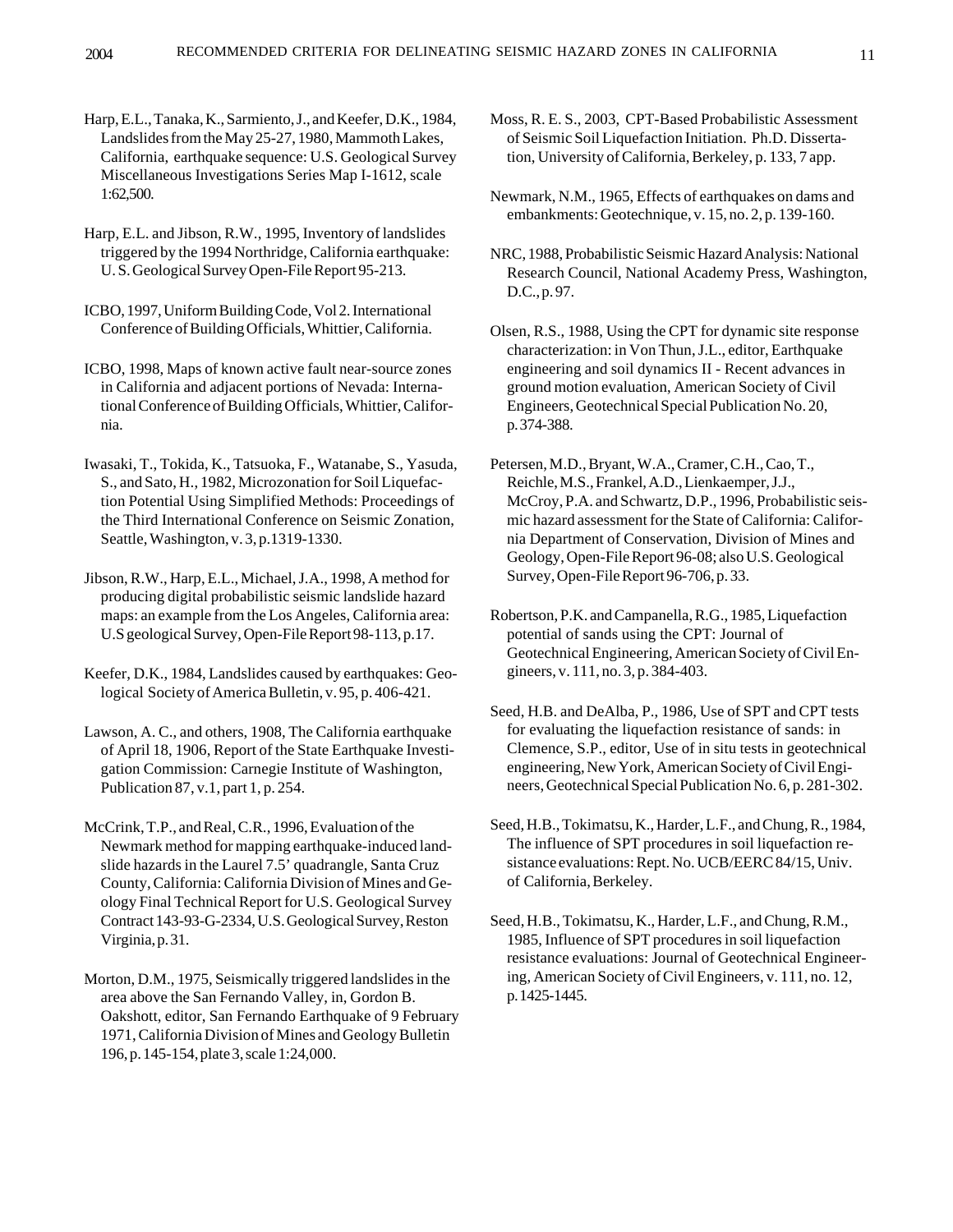Harp, E.L., Tanaka, K., Sarmiento, J., and Keefer, D.K., 1984, Landslides from the May 25-27, 1980, Mammoth Lakes, California, earthquake sequence: U.S. Geological Survey Miscellaneous Investigations Series Map I-1612, scale 1:62,500.

Harp, E.L. and Jibson, R.W., 1995, Inventory of landslides triggered by the 1994 Northridge, California earthquake: U. S. Geological Survey Open-File Report 95-213.

ICBO, 1997, Uniform Building Code, Vol 2. International Conference of Building Officials, Whittier, California.

ICBO, 1998, Maps of known active fault near-source zones in California and adjacent portions of Nevada: International Conference of Building Officials, Whittier, California.

Iwasaki, T., Tokida, K., Tatsuoka, F., Watanabe, S., Yasuda, S., and Sato, H., 1982, Microzonation for Soil Liquefaction Potential Using Simplified Methods: Proceedings of the Third International Conference on Seismic Zonation, Seattle, Washington, v. 3, p.1319-1330.

Jibson, R.W., Harp, E.L., Michael, J.A., 1998, A method for producing digital probabilistic seismic landslide hazard maps: an example from the Los Angeles, California area: U.S geological Survey, Open-File Report 98-113, p.17.

Keefer, D.K., 1984, Landslides caused by earthquakes: Geological Society of America Bulletin, v. 95, p. 406-421.

Lawson, A. C., and others, 1908, The California earthquake of April 18, 1906, Report of the State Earthquake Investigation Commission: Carnegie Institute of Washington, Publication 87, v.1, part 1, p. 254.

McCrink, T.P., and Real, C.R., 1996, Evaluation of the Newmark method for mapping earthquake-induced landslide hazards in the Laurel 7.5' quadrangle, Santa Cruz County, California: California Division of Mines and Geology Final Technical Report for U.S. Geological Survey Contract 143-93-G-2334, U.S. Geological Survey, Reston Virginia, p. 31.

Morton, D.M., 1975, Seismically triggered landslides in the area above the San Fernando Valley, in, Gordon B. Oakshott, editor, San Fernando Earthquake of 9 February 1971, California Division of Mines and Geology Bulletin 196, p. 145-154, plate 3, scale 1:24,000.

Moss, R. E. S., 2003, CPT-Based Probabilistic Assessment of Seismic Soil Liquefaction Initiation. Ph.D. Dissertation, University of California, Berkeley, p. 133, 7 app.

Newmark, N.M., 1965, Effects of earthquakes on dams and embankments: Geotechnique, v. 15, no. 2, p. 139-160.

NRC, 1988, Probabilistic Seismic Hazard Analysis: National Research Council, National Academy Press, Washington, D.C., p. 97.

Olsen, R.S., 1988, Using the CPT for dynamic site response characterization: in Von Thun, J.L., editor, Earthquake engineering and soil dynamics II - Recent advances in ground motion evaluation, American Society of Civil Engineers, Geotechnical Special Publication No. 20, p. 374-388.

Petersen, M.D., Bryant, W.A., Cramer, C.H., Cao, T., Reichle, M.S., Frankel, A.D., Lienkaemper, J.J., McCroy, P.A. and Schwartz, D.P., 1996, Probabilistic seismic hazard assessment for the State of California: California Department of Conservation, Division of Mines and Geology, Open-File Report 96-08; also U.S. Geological Survey, Open-File Report 96-706, p. 33.

Robertson, P.K. and Campanella, R.G., 1985, Liquefaction potential of sands using the CPT: Journal of Geotechnical Engineering, American Society of Civil Engineers, v. 111, no. 3, p. 384-403.

Seed, H.B. and DeAlba, P., 1986, Use of SPT and CPT tests for evaluating the liquefaction resistance of sands: in Clemence, S.P., editor, Use of in situ tests in geotechnical engineering, New York, American Society of Civil Engineers, Geotechnical Special Publication No. 6, p. 281-302.

Seed, H.B., Tokimatsu, K., Harder, L.F., and Chung, R., 1984, The influence of SPT procedures in soil liquefaction resistance evaluations: Rept. No. UCB/EERC 84/15, Univ. of California, Berkeley.

Seed, H.B., Tokimatsu, K., Harder, L.F., and Chung, R.M., 1985, Influence of SPT procedures in soil liquefaction resistance evaluations: Journal of Geotechnical Engineering, American Society of Civil Engineers, v. 111, no. 12, p. 1425-1445.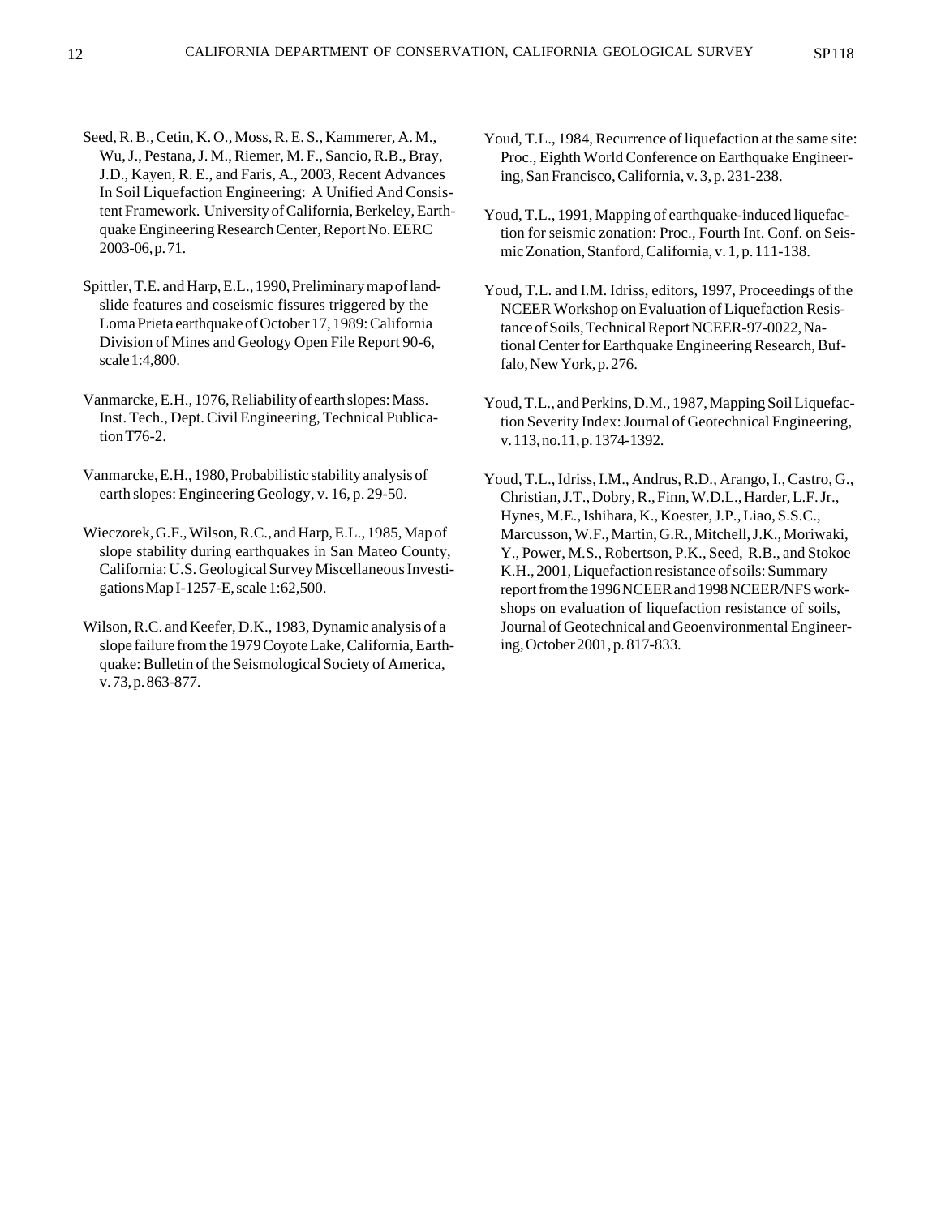Seed, R. B., Cetin, K. O., Moss, R. E. S., Kammerer, A. M., Wu, J., Pestana, J. M., Riemer, M. F., Sancio, R.B., Bray, J.D., Kayen, R. E., and Faris, A., 2003, Recent Advances In Soil Liquefaction Engineering: A Unified And Consistent Framework. University of California, Berkeley, Earthquake Engineering Research Center, Report No. EERC 2003-06, p. 71.

Spittler, T.E. and Harp, E.L., 1990, Preliminary map of landslide features and coseismic fissures triggered by the Loma Prieta earthquake of October 17, 1989: California Division of Mines and Geology Open File Report 90-6, scale 1:4,800.

Vanmarcke, E.H., 1976, Reliability of earth slopes: Mass. Inst. Tech., Dept. Civil Engineering, Technical Publication T76-2.

Vanmarcke, E.H., 1980, Probabilistic stability analysis of earth slopes: Engineering Geology, v. 16, p. 29-50.

Wieczorek, G.F., Wilson, R.C., and Harp, E.L., 1985, Map of slope stability during earthquakes in San Mateo County, California: U.S. Geological Survey Miscellaneous Investigations Map I-1257-E, scale 1:62,500.

Wilson, R.C. and Keefer, D.K., 1983, Dynamic analysis of a slope failure from the 1979 Coyote Lake, California, Earthquake: Bulletin of the Seismological Society of America, v. 73, p. 863-877.

Youd, T.L., 1984, Recurrence of liquefaction at the same site: Proc., Eighth World Conference on Earthquake Engineering, San Francisco, California, v. 3, p. 231-238.

Youd, T.L., 1991, Mapping of earthquake-induced liquefaction for seismic zonation: Proc., Fourth Int. Conf. on Seismic Zonation, Stanford, California, v. 1, p. 111-138.

Youd, T.L. and I.M. Idriss, editors, 1997, Proceedings of the NCEER Workshop on Evaluation of Liquefaction Resistance of Soils, Technical Report NCEER-97-0022, National Center for Earthquake Engineering Research, Buffalo, New York, p. 276.

Youd, T.L., and Perkins, D.M., 1987, Mapping Soil Liquefaction Severity Index: Journal of Geotechnical Engineering, v. 113, no.11, p. 1374-1392.

Youd, T.L., Idriss, I.M., Andrus, R.D., Arango, I., Castro, G., Christian, J.T., Dobry, R., Finn, W.D.L., Harder, L.F. Jr., Hynes, M.E., Ishihara, K., Koester, J.P., Liao, S.S.C., Marcusson, W.F., Martin, G.R., Mitchell, J.K., Moriwaki, Y., Power, M.S., Robertson, P.K., Seed, R.B., and Stokoe K.H., 2001, Liquefaction resistance of soils: Summary report from the 1996 NCEER and 1998 NCEER/NFS workshops on evaluation of liquefaction resistance of soils, Journal of Geotechnical and Geoenvironmental Engineering, October 2001, p. 817-833.